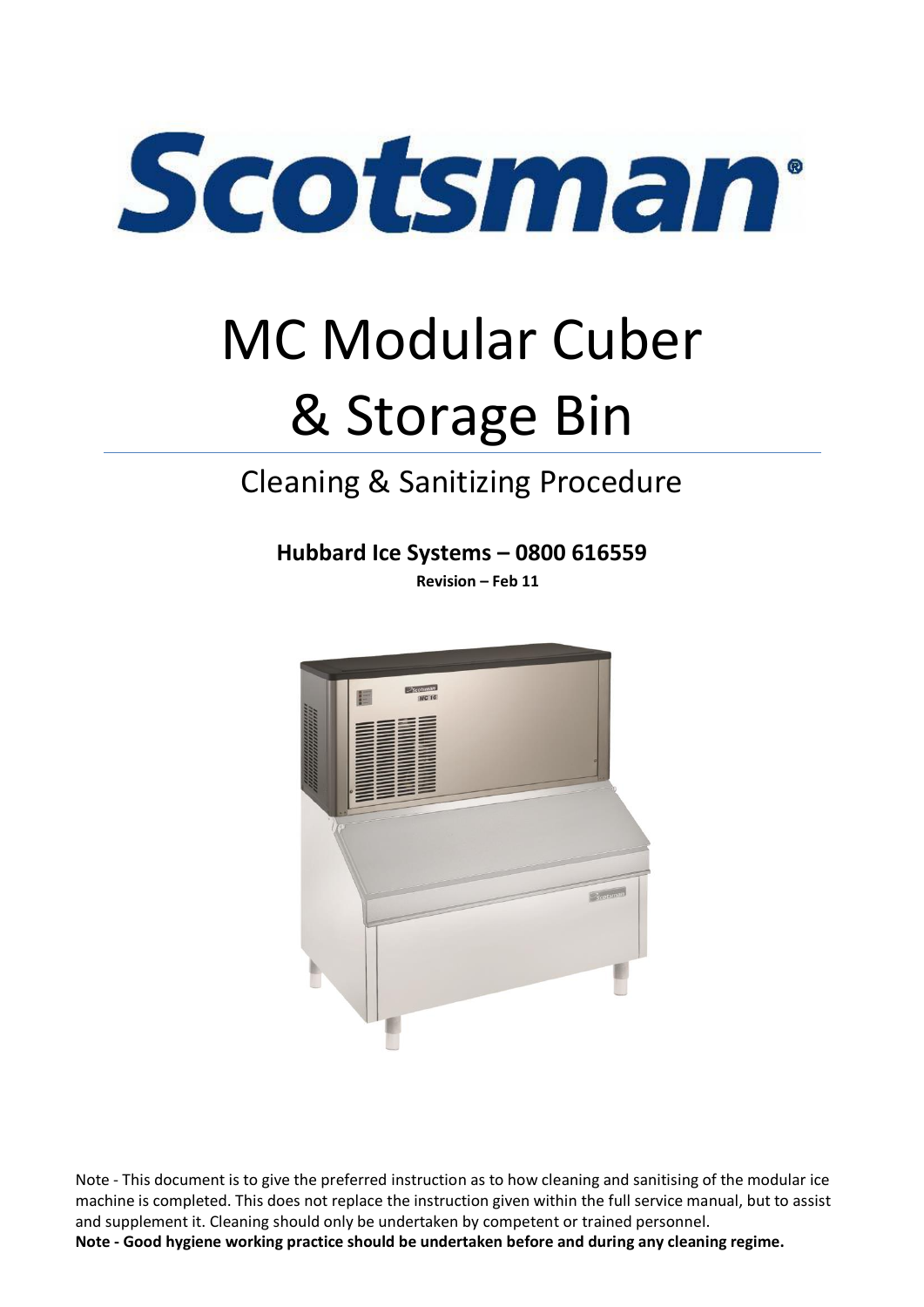# Scotsman®

# MC Modular Cuber & Storage Bin

## Cleaning & Sanitizing Procedure

**Hubbard Ice Systems – 0800 616559**

**Revision – Feb 11**

Note - This document is to give the preferred instruction as to how cleaning and sanitising of the modular ice machine is completed. This does not replace the instruction given within the full service manual, but to assist and supplement it. Cleaning should only be undertaken by competent or trained personnel.

**Note - Good hygiene working practice should be undertaken before and during any cleaning regime.**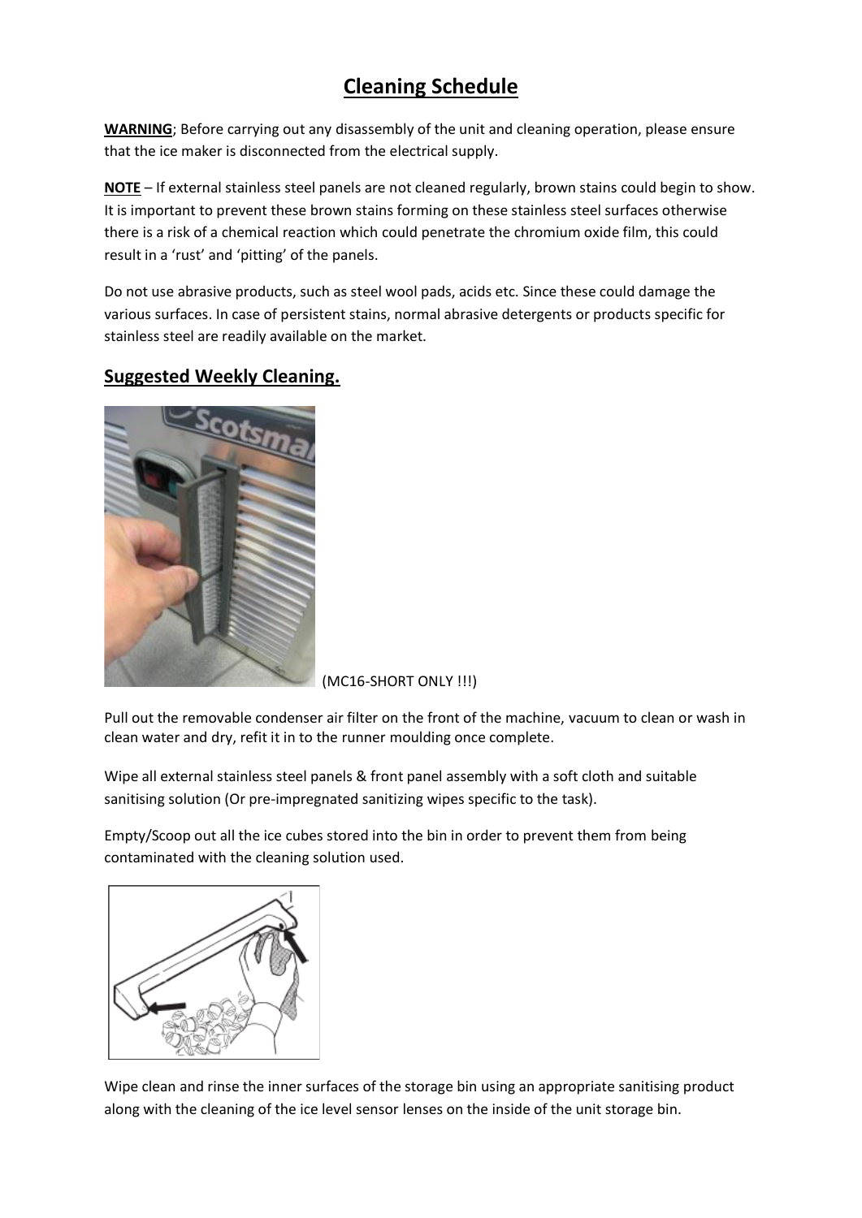# Cleaning Schedule

**WARNING**; Before carrying out any disassembly of the unit and cleaning operation, please ensure that the ice maker is disconnected from the electrical supply.

**NOTE** – If external stainless steel panels are not cleaned regularly, brown stains could begin to show. It is important to prevent these brown stains forming on these stainless steel surfaces otherwise there is a risk of a chemical reaction which could penetrate the chromium oxide film, this could result in a 'rust' and 'pitting' of the panels.

Do not use abrasive products, such as steel wool pads, acids etc. Since these could damage the various surfaces. In case of persistent stains, normal abrasive detergents or products specific for stainless steel are readily available on the market.

## Suggested Weekly Cleaning.

(MC16-SHORT ONLY !!!)

Pull out the removable condenser air filter on the front of the machine, vacuum to clean or wash in clean water and dry, refit it in to the runner moulding once complete.

Wipe all external stainless steel panels & front panel assembly with a soft cloth and suitable sanitising solution (Or pre-impregnated sanitizing wipes specific to the task).

Empty/Scoop out all the ice cubes stored into the bin in order to prevent them from being contaminated with the cleaning solution used.

Wipe clean and rinse the inner surfaces of the storage bin using an appropriate sanitising product along with the cleaning of the ice level sensor lenses on the inside of the unit storage bin.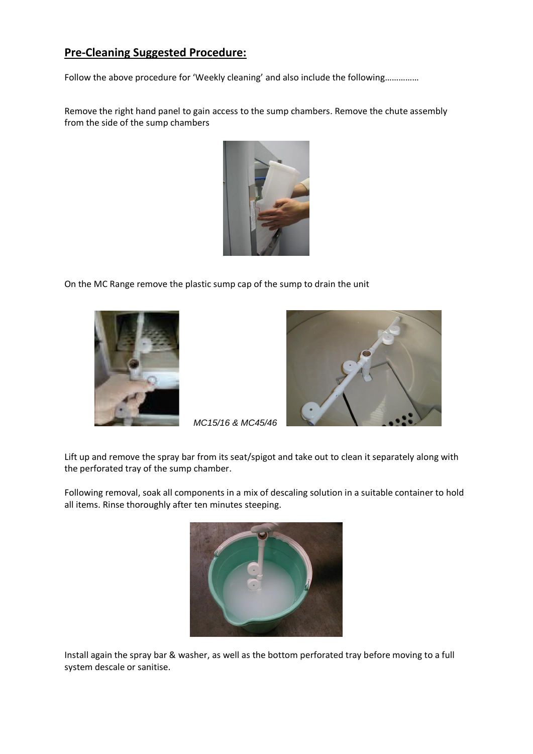## **Pre-Cleaning Suggested Procedure:**

Follow the above procedure for 'Weekly cleaning' and also include the following…………..

Remove the right hand panel to gain access to the sump chambers. Remove the chute assembly from the side of the sump chambers

On the MC Range remove the plastic sump cap of the sump to drain the unit

*MC15/16 & MC45/46*

Lift up and remove the spray bar from its seat/spigot and take out to clean it separately along with the perforated tray of the sump chamber.

Following removal, soak all components in a mix of descaling solution in a suitable container to hold all items. Rinse thoroughly after ten minutes steeping.

Install again the spray bar & washer, as well as the bottom perforated tray before moving to a full system descale or sanitise.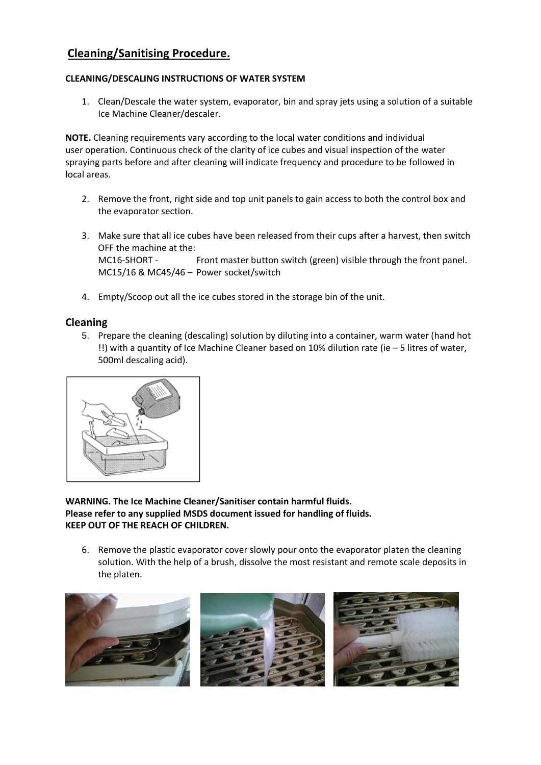## Cleaning/Sanitising Procedure.

**CLEANING/DESCALING INSTRUCTIONS OF WATER SYSTEM**

1. Clean/Descale the water system, evaporator, bin and spray jets using a solution of a suitable Ice Machine Cleaner/descaler.

**NOTE.** Cleaning requirements vary according to the local water conditions and individual user operation. Continuous check of the clarity of ice cubes and visual inspection of the water spraying parts before and after cleaning will indicate frequency and procedure to be followed in local areas.

2. Remove the front, right side and top unit panels to gain access to both the control box and the evaporator section.

3. Make sure that all ice cubes have been released from their cups after a harvest, then switch OFF the machine at the:
   MC16-SHORT - Front master button switch (green) visible through the front panel.
   MC15/16 & MC45/46 – Power socket/switch

4. Empty/Scoop out all the ice cubes stored in the storage bin of the unit.

### Cleaning

5. Prepare the cleaning (descaling) solution by diluting into a container, warm water (hand hot !!) with a quantity of Ice Machine Cleaner based on 10% dilution rate (ie – 5 litres of water, 500ml descaling acid).

**WARNING. The Ice Machine Cleaner/Sanitiser contain harmful fluids.**
**Please refer to any supplied MSDS document issued for handling of fluids.**
**KEEP OUT OF THE REACH OF CHILDREN.**

6. Remove the plastic evaporator cover slowly pour onto the evaporator platen the cleaning solution. With the help of a brush, dissolve the most resistant and remote scale deposits in the platen.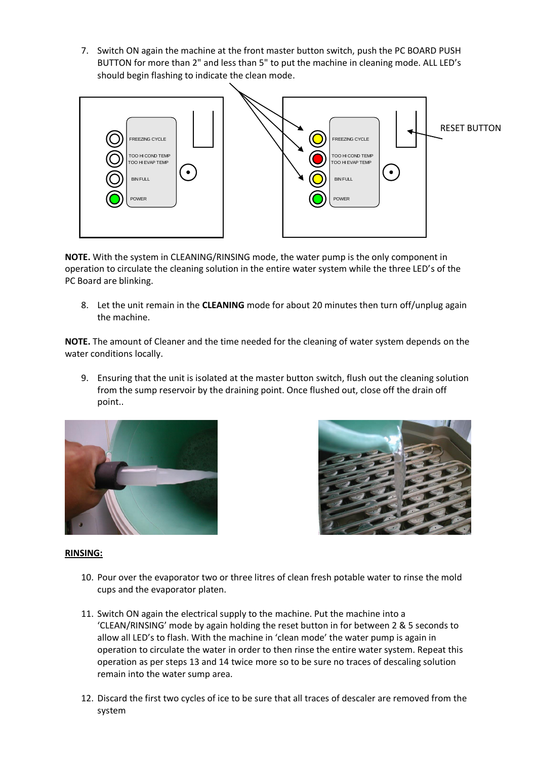7. Switch ON again the machine at the front master button switch, push the PC BOARD PUSH BUTTON for more than 2" and less than 5" to put the machine in cleaning mode. ALL LED's should begin flashing to indicate the clean mode.

**NOTE.** With the system in CLEANING/RINSING mode, the water pump is the only component in operation to circulate the cleaning solution in the entire water system while the three LED's of the PC Board are blinking.

8. Let the unit remain in the **CLEANING** mode for about 20 minutes then turn off/unplug again the machine.

**NOTE.** The amount of Cleaner and the time needed for the cleaning of water system depends on the water conditions locally.

9. Ensuring that the unit is isolated at the master button switch, flush out the cleaning solution from the sump reservoir by the draining point. Once flushed out, close off the drain off point..

<u>**RINSING:**</u>

10. Pour over the evaporator two or three litres of clean fresh potable water to rinse the mold cups and the evaporator platen.

11. Switch ON again the electrical supply to the machine. Put the machine into a 'CLEAN/RINSING' mode by again holding the reset button in for between 2 & 5 seconds to allow all LED's to flash. With the machine in 'clean mode' the water pump is again in operation to circulate the water in order to then rinse the entire water system. Repeat this operation as per steps 13 and 14 twice more so to be sure no traces of descaling solution remain into the water sump area.

12. Discard the first two cycles of ice to be sure that all traces of descaler are removed from the system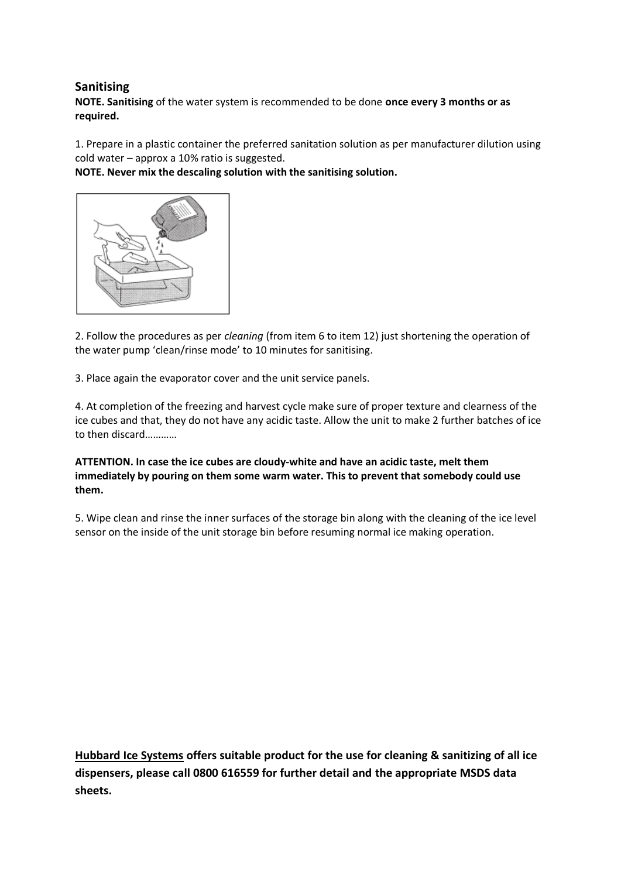## Sanitising

**NOTE. Sanitising** of the water system is recommended to be done **once every 3 months or as required.**

1. Prepare in a plastic container the preferred sanitation solution as per manufacturer dilution using cold water – approx a 10% ratio is suggested.

**NOTE. Never mix the descaling solution with the sanitising solution.**

2. Follow the procedures as per *cleaning* (from item 6 to item 12) just shortening the operation of the water pump 'clean/rinse mode' to 10 minutes for sanitising.

3. Place again the evaporator cover and the unit service panels.

4. At completion of the freezing and harvest cycle make sure of proper texture and clearness of the ice cubes and that, they do not have any acidic taste. Allow the unit to make 2 further batches of ice to then discard…………

**ATTENTION. In case the ice cubes are cloudy-white and have an acidic taste, melt them immediately by pouring on them some warm water. This to prevent that somebody could use them.**

5. Wipe clean and rinse the inner surfaces of the storage bin along with the cleaning of the ice level sensor on the inside of the unit storage bin before resuming normal ice making operation.

**Hubbard Ice Systems offers suitable product for the use for cleaning & sanitizing of all ice dispensers, please call 0800 616559 for further detail and the appropriate MSDS data sheets.**